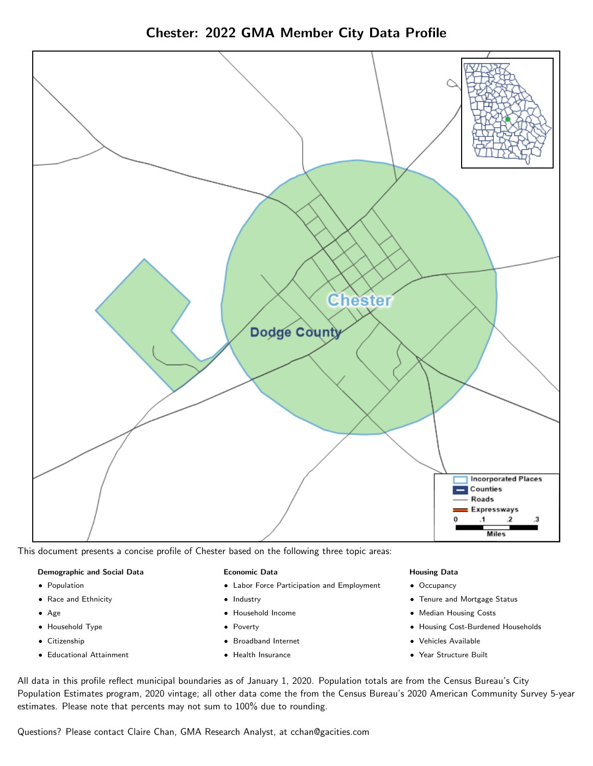# Chester: 2022 GMA Member City Data Profile

This document presents a concise profile of Chester based on the following three topic areas:

**Demographic and Social Data**

- Population
- Race and Ethnicity
- Age
- Household Type
- Citizenship
- Educational Attainment

**Economic Data**

- Labor Force Participation and Employment
- Industry
- Household Income
- Poverty
- Broadband Internet
- Health Insurance

**Housing Data**

- Occupancy
- Tenure and Mortgage Status
- Median Housing Costs
- Housing Cost-Burdened Households
- Vehicles Available
- Year Structure Built

All data in this profile reflect municipal boundaries as of January 1, 2020. Population totals are from the Census Bureau's City Population Estimates program, 2020 vintage; all other data come the from the Census Bureau's 2020 American Community Survey 5-year estimates. Please note that percents may not sum to 100% due to rounding.

Questions? Please contact Claire Chan, GMA Research Analyst, at cchan@gacities.com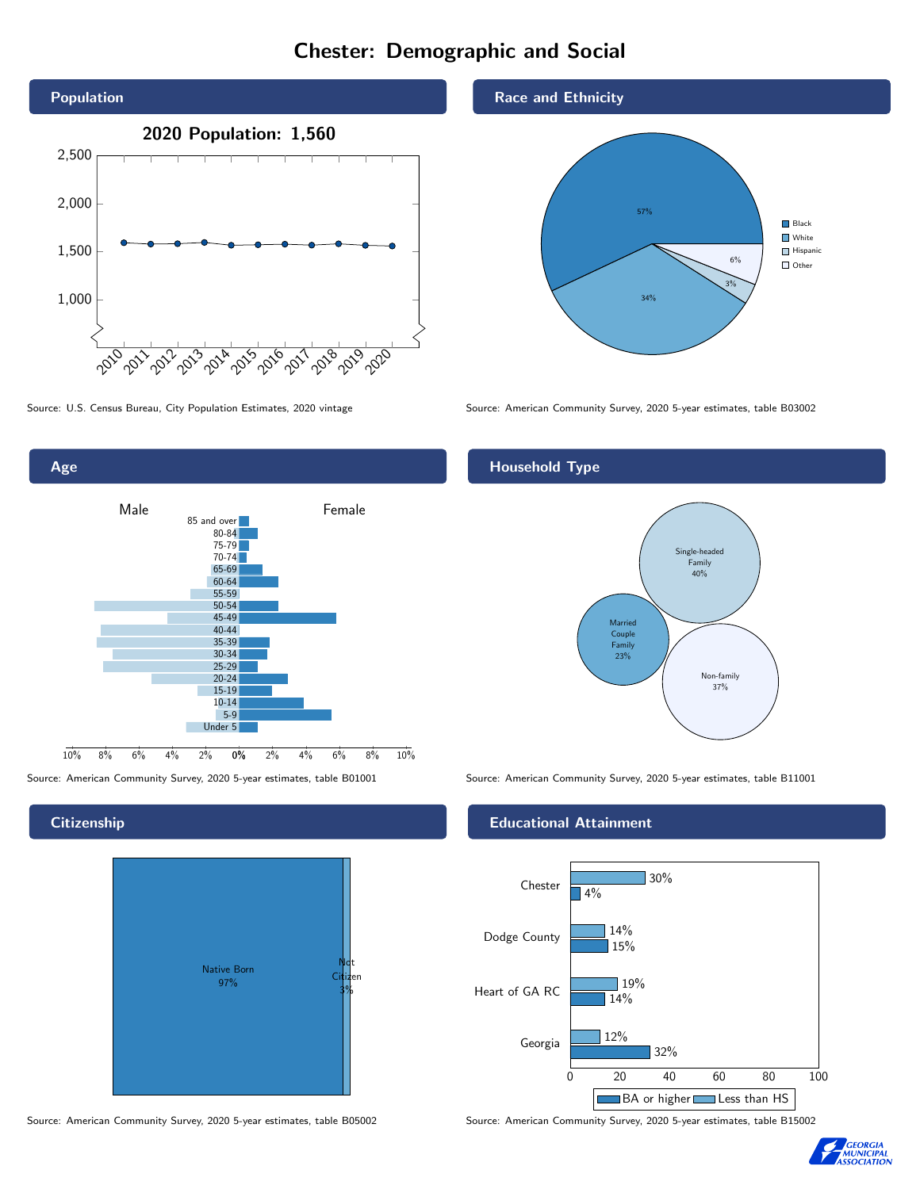# Chester: Demographic and Social

## Population

**2020 Population: 1,560**

Source: U.S. Census Bureau, City Population Estimates, 2020 vintage

## Race and Ethnicity

| Race/Ethnicity | Percent |
|---|---|
| Black | 57% |
| White | 34% |
| Hispanic | 3% |
| Other | 6% |

Source: American Community Survey, 2020 5-year estimates, table B03002

## Age

Male / Female

Age groups: 85 and over, 80-84, 75-79, 70-74, 65-69, 60-64, 55-59, 50-54, 45-49, 40-44, 35-39, 30-34, 25-29, 20-24, 15-19, 10-14, 5-9, Under 5

Source: American Community Survey, 2020 5-year estimates, table B01001

## Household Type

| Household Type | Percent |
|---|---|
| Single-headed Family | 40% |
| Married Couple Family | 23% |
| Non-family | 37% |

Source: American Community Survey, 2020 5-year estimates, table B11001

## Citizenship

| Citizenship | Percent |
|---|---|
| Native Born | 97% |
| Not Citizen | 3% |

Source: American Community Survey, 2020 5-year estimates, table B05002

## Educational Attainment

| Area | Less than HS | BA or higher |
|---|---|---|
| Chester | 30% | 4% |
| Dodge County | 14% | 15% |
| Heart of GA RC | 19% | 14% |
| Georgia | 12% | 32% |

Source: American Community Survey, 2020 5-year estimates, table B15002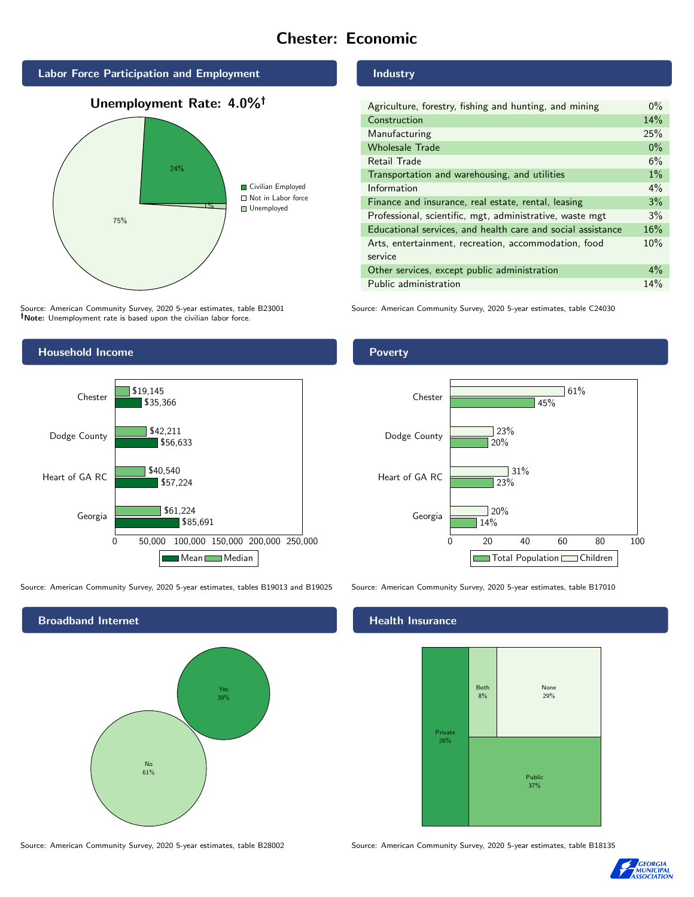# Chester: Economic

## Labor Force Participation and Employment

**Unemployment Rate: 4.0%†**

| Category | Percent |
|---|---|
| Civilian Employed | 24% |
| Not in Labor force | 75% |
| Unemployed | 1% |

Source: American Community Survey, 2020 5-year estimates, table B23001
**†Note:** Unemployment rate is based upon the civilian labor force.

## Industry

| Industry | Percent |
|---|---|
| Agriculture, forestry, fishing and hunting, and mining | 0% |
| Construction | 14% |
| Manufacturing | 25% |
| Wholesale Trade | 0% |
| Retail Trade | 6% |
| Transportation and warehousing, and utilities | 1% |
| Information | 4% |
| Finance and insurance, real estate, rental, leasing | 3% |
| Professional, scientific, mgt, administrative, waste mgt | 3% |
| Educational services, and health care and social assistance | 16% |
| Arts, entertainment, recreation, accommodation, food service | 10% |
| Other services, except public administration | 4% |
| Public administration | 14% |

Source: American Community Survey, 2020 5-year estimates, table C24030

## Household Income

| | Median | Mean |
|---|---|---|
| Chester | $19,145 | $35,366 |
| Dodge County | $42,211 | $56,633 |
| Heart of GA RC | $40,540 | $57,224 |
| Georgia | $61,224 | $85,691 |

Source: American Community Survey, 2020 5-year estimates, tables B19013 and B19025

## Poverty

| | Children | Total Population |
|---|---|---|
| Chester | 61% | 45% |
| Dodge County | 23% | 20% |
| Heart of GA RC | 31% | 23% |
| Georgia | 20% | 14% |

Source: American Community Survey, 2020 5-year estimates, table B17010

## Broadband Internet

| Response | Percent |
|---|---|
| Yes | 39% |
| No | 61% |

Source: American Community Survey, 2020 5-year estimates, table B28002

## Health Insurance

| Type | Percent |
|---|---|
| Private | 26% |
| Both | 8% |
| None | 29% |
| Public | 37% |

Source: American Community Survey, 2020 5-year estimates, table B18135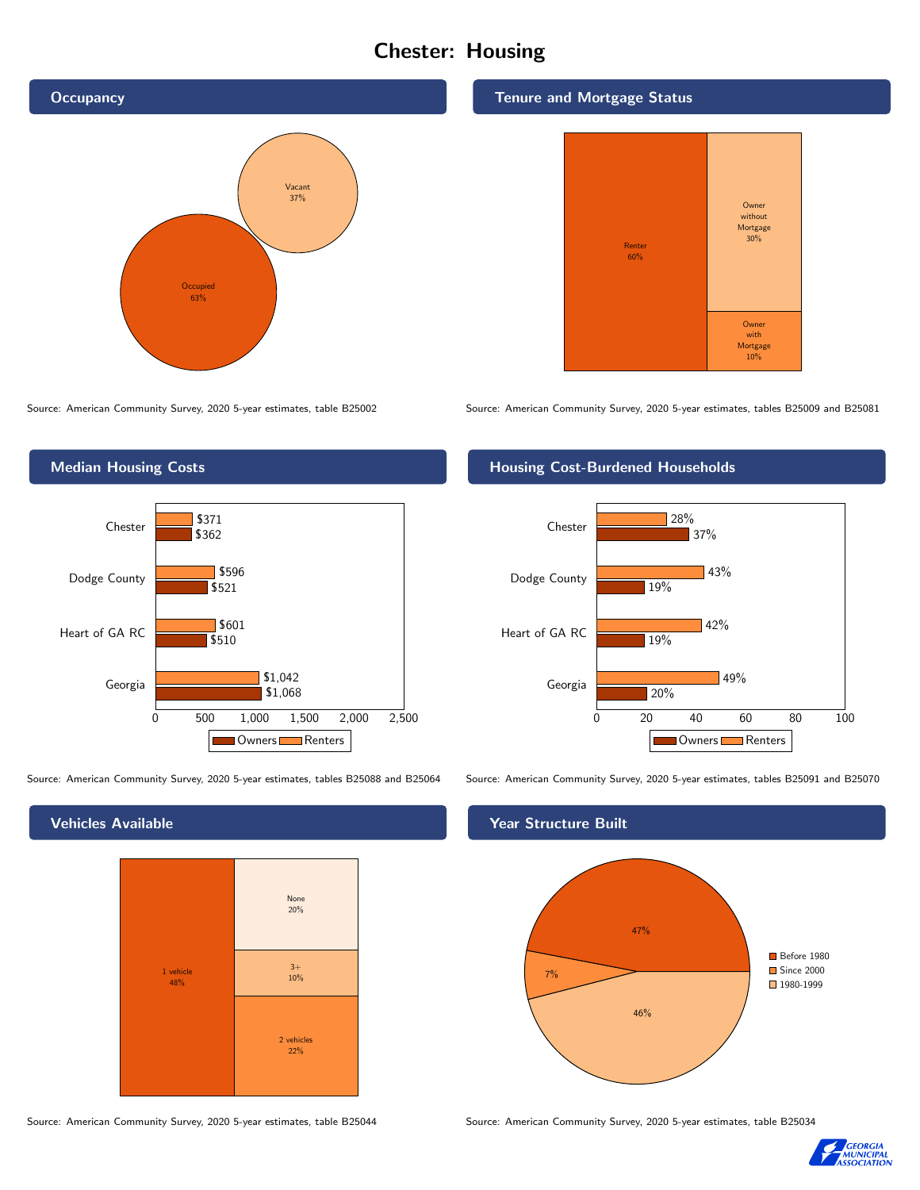# Chester: Housing

## Occupancy

Vacant
37%

Occupied
63%

Source: American Community Survey, 2020 5-year estimates, table B25002

## Tenure and Mortgage Status

Renter
60%

Owner without Mortgage
30%

Owner with Mortgage
10%

Source: American Community Survey, 2020 5-year estimates, tables B25009 and B25081

## Median Housing Costs

Chester
$371
$362

Dodge County
$596
$521

Heart of GA RC
$601
$510

Georgia
$1,042
$1,068

0
500
1,000
1,500
2,000
2,500

Owners
Renters

Source: American Community Survey, 2020 5-year estimates, tables B25088 and B25064

## Housing Cost-Burdened Households

Chester
28%
37%

Dodge County
43%
19%

Heart of GA RC
42%
19%

Georgia
49%
20%

0
20
40
60
80
100

Owners
Renters

Source: American Community Survey, 2020 5-year estimates, tables B25091 and B25070

## Vehicles Available

1 vehicle
48%

None
20%

3+
10%

2 vehicles
22%

Source: American Community Survey, 2020 5-year estimates, table B25044

## Year Structure Built

47%
7%
46%

Before 1980
Since 2000
1980-1999

Source: American Community Survey, 2020 5-year estimates, table B25034